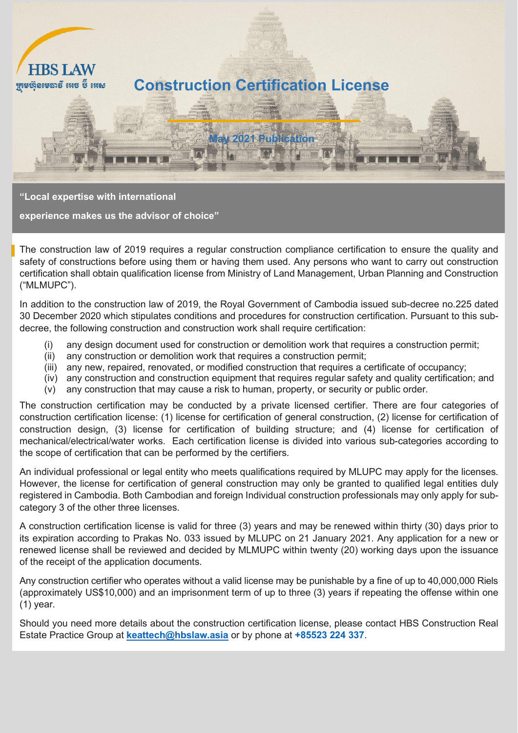HBS LAW

ក្រុមហ៊ុនមេធាវី អេច ប៊ី អេស

# Construction Certification License

May 2021 Publication

**"Local expertise with international experience makes us the advisor of choice"**

The construction law of 2019 requires a regular construction compliance certification to ensure the quality and safety of constructions before using them or having them used. Any persons who want to carry out construction certification shall obtain qualification license from Ministry of Land Management, Urban Planning and Construction ("MLMUPC").

In addition to the construction law of 2019, the Royal Government of Cambodia issued sub-decree no.225 dated 30 December 2020 which stipulates conditions and procedures for construction certification. Pursuant to this sub-decree, the following construction and construction work shall require certification:

- (i) any design document used for construction or demolition work that requires a construction permit;
- (ii) any construction or demolition work that requires a construction permit;
- (iii) any new, repaired, renovated, or modified construction that requires a certificate of occupancy;
- (iv) any construction and construction equipment that requires regular safety and quality certification; and
- (v) any construction that may cause a risk to human, property, or security or public order.

The construction certification may be conducted by a private licensed certifier. There are four categories of construction certification license: (1) license for certification of general construction, (2) license for certification of construction design, (3) license for certification of building structure; and (4) license for certification of mechanical/electrical/water works. Each certification license is divided into various sub-categories according to the scope of certification that can be performed by the certifiers.

An individual professional or legal entity who meets qualifications required by MLUPC may apply for the licenses. However, the license for certification of general construction may only be granted to qualified legal entities duly registered in Cambodia. Both Cambodian and foreign Individual construction professionals may only apply for sub-category 3 of the other three licenses.

A construction certification license is valid for three (3) years and may be renewed within thirty (30) days prior to its expiration according to Prakas No. 033 issued by MLUPC on 21 January 2021. Any application for a new or renewed license shall be reviewed and decided by MLMUPC within twenty (20) working days upon the issuance of the receipt of the application documents.

Any construction certifier who operates without a valid license may be punishable by a fine of up to 40,000,000 Riels (approximately US$10,000) and an imprisonment term of up to three (3) years if repeating the offense within one (1) year.

Should you need more details about the construction certification license, please contact HBS Construction Real Estate Practice Group at **keattech@hbslaw.asia** or by phone at **+85523 224 337**.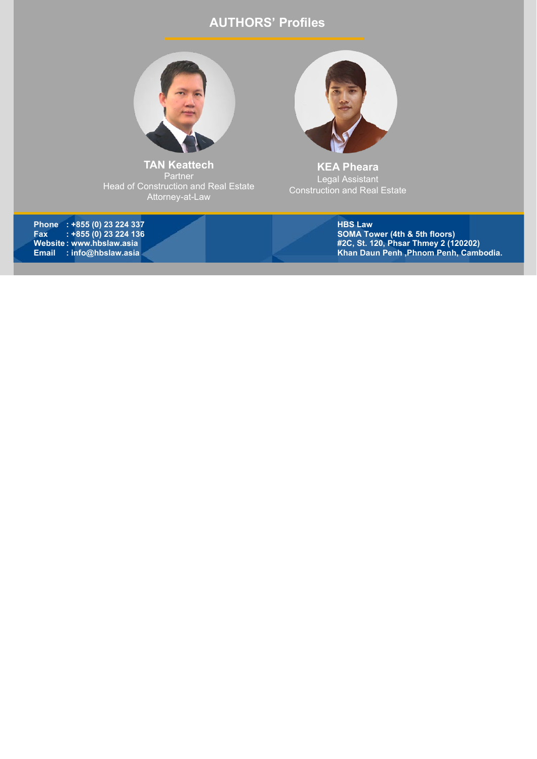## AUTHORS' Profiles

**TAN Keattech**
Partner
Head of Construction and Real Estate
Attorney-at-Law

**KEA Pheara**
Legal Assistant
Construction and Real Estate

**Phone : +855 (0) 23 224 337**
**Fax : +855 (0) 23 224 136**
**Website : www.hbslaw.asia**
**Email : info@hbslaw.asia**

**HBS Law**
**SOMA Tower (4th & 5th floors)**
**#2C, St. 120, Phsar Thmey 2 (120202)**
**Khan Daun Penh ,Phnom Penh, Cambodia.**